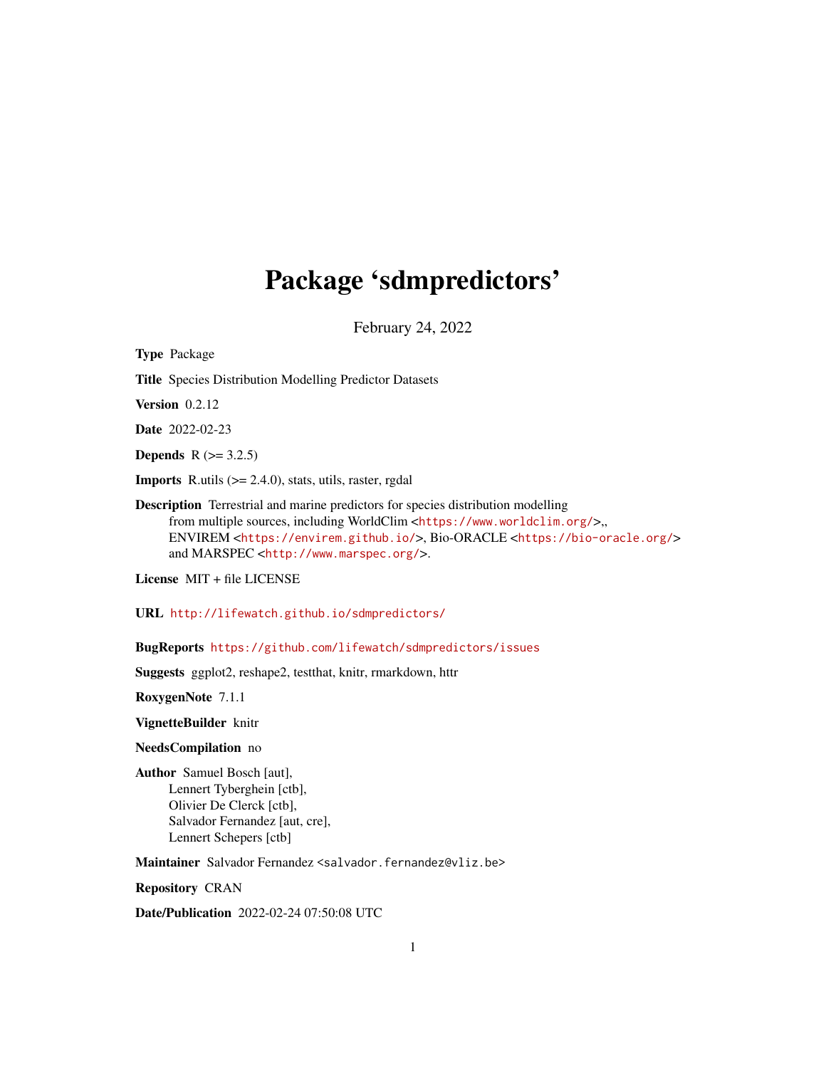# Package 'sdmpredictors'

February 24, 2022

**Type** Package

**Title** Species Distribution Modelling Predictor Datasets

**Version** 0.2.12

**Date** 2022-02-23

**Depends** R (>= 3.2.5)

**Imports** R.utils (>= 2.4.0), stats, utils, raster, rgdal

**Description** Terrestrial and marine predictors for species distribution modelling from multiple sources, including WorldClim <https://www.worldclim.org/>,, ENVIREM <https://envirem.github.io/>, Bio-ORACLE <https://bio-oracle.org/> and MARSPEC <http://www.marspec.org/>.

**License** MIT + file LICENSE

**URL** http://lifewatch.github.io/sdmpredictors/

**BugReports** https://github.com/lifewatch/sdmpredictors/issues

**Suggests** ggplot2, reshape2, testthat, knitr, rmarkdown, httr

**RoxygenNote** 7.1.1

**VignetteBuilder** knitr

**NeedsCompilation** no

**Author** Samuel Bosch [aut],
Lennert Tyberghein [ctb],
Olivier De Clerck [ctb],
Salvador Fernandez [aut, cre],
Lennert Schepers [ctb]

**Maintainer** Salvador Fernandez <salvador.fernandez@vliz.be>

**Repository** CRAN

**Date/Publication** 2022-02-24 07:50:08 UTC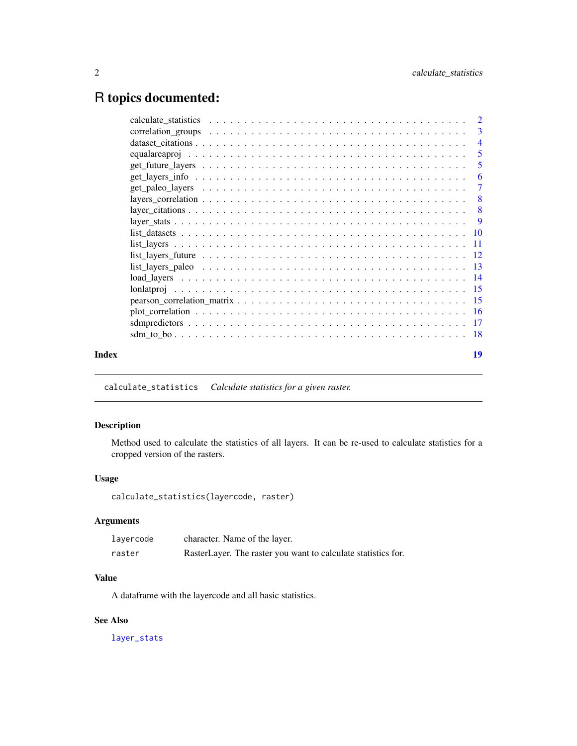# R topics documented:

| | |
|---|---|
| calculate_statistics | 2 |
| correlation_groups | 3 |
| dataset_citations | 4 |
| equalareaproj | 5 |
| get_future_layers | 5 |
| get_layers_info | 6 |
| get_paleo_layers | 7 |
| layers_correlation | 8 |
| layer_citations | 8 |
| layer_stats | 9 |
| list_datasets | 10 |
| list_layers | 11 |
| list_layers_future | 12 |
| list_layers_paleo | 13 |
| load_layers | 14 |
| lonlatproj | 15 |
| pearson_correlation_matrix | 15 |
| plot_correlation | 16 |
| sdmpredictors | 17 |
| sdm_to_bo | 18 |

**Index** 19

---

`calculate_statistics` *Calculate statistics for a given raster.*

---

## Description

Method used to calculate the statistics of all layers. It can be re-used to calculate statistics for a cropped version of the rasters.

## Usage

```
calculate_statistics(layercode, raster)
```

## Arguments

| | |
|---|---|
| `layercode` | character. Name of the layer. |
| `raster` | RasterLayer. The raster you want to calculate statistics for. |

## Value

A dataframe with the layercode and all basic statistics.

## See Also

`layer_stats`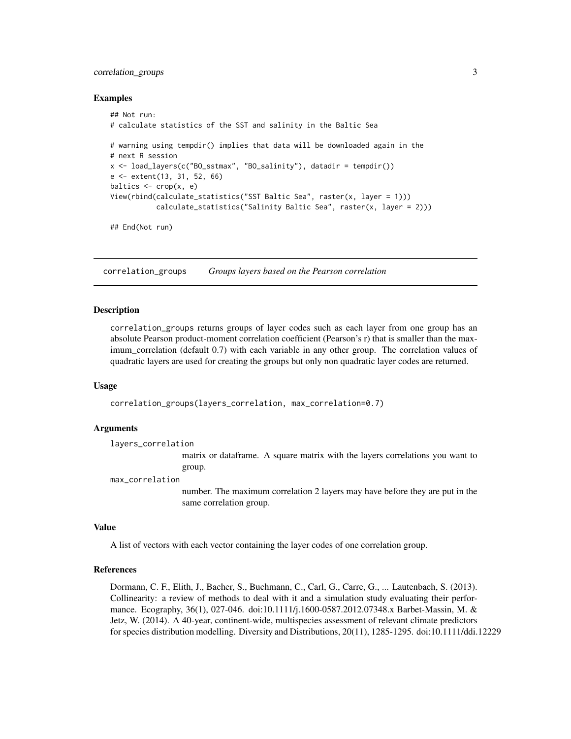### Examples

```
## Not run:
# calculate statistics of the SST and salinity in the Baltic Sea

# warning using tempdir() implies that data will be downloaded again in the
# next R session
x <- load_layers(c("BO_sstmax", "BO_salinity"), datadir = tempdir())
e <- extent(13, 31, 52, 66)
baltics <- crop(x, e)
View(rbind(calculate_statistics("SST Baltic Sea", raster(x, layer = 1)))
          calculate_statistics("Salinity Baltic Sea", raster(x, layer = 2)))

## End(Not run)
```

---

## correlation_groups *Groups layers based on the Pearson correlation*

---

### Description

correlation_groups returns groups of layer codes such as each layer from one group has an absolute Pearson product-moment correlation coefficient (Pearson's r) that is smaller than the maximum_correlation (default 0.7) with each variable in any other group. The correlation values of quadratic layers are used for creating the groups but only non quadratic layer codes are returned.

### Usage

```
correlation_groups(layers_correlation, max_correlation=0.7)
```

### Arguments

layers_correlation
: matrix or dataframe. A square matrix with the layers correlations you want to group.

max_correlation
: number. The maximum correlation 2 layers may have before they are put in the same correlation group.

### Value

A list of vectors with each vector containing the layer codes of one correlation group.

### References

Dormann, C. F., Elith, J., Bacher, S., Buchmann, C., Carl, G., Carre, G., ... Lautenbach, S. (2013). Collinearity: a review of methods to deal with it and a simulation study evaluating their performance. Ecography, 36(1), 027-046. doi:10.1111/j.1600-0587.2012.07348.x Barbet-Massin, M. & Jetz, W. (2014). A 40-year, continent-wide, multispecies assessment of relevant climate predictors for species distribution modelling. Diversity and Distributions, 20(11), 1285-1295. doi:10.1111/ddi.12229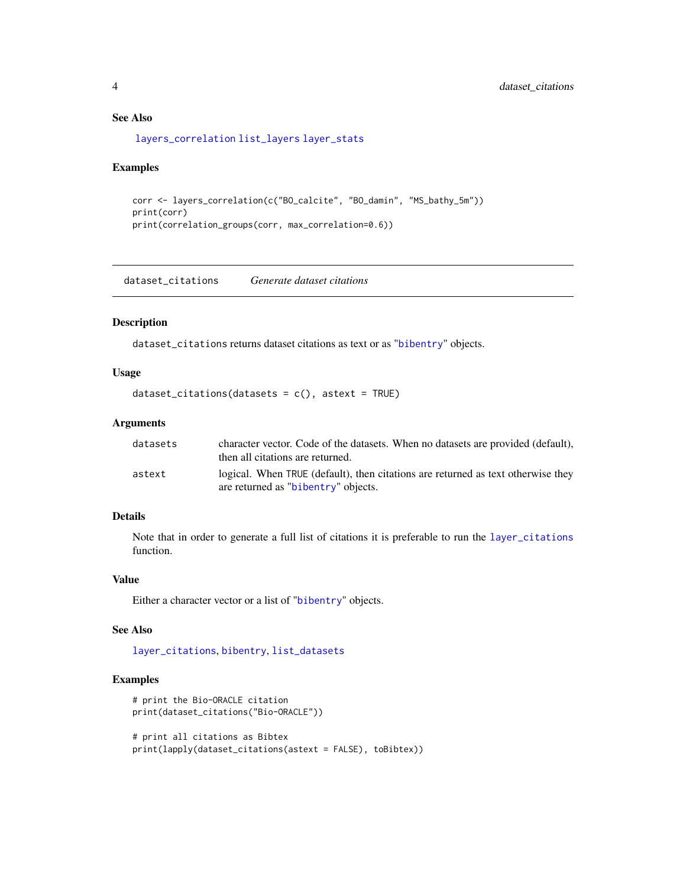### See Also

layers_correlation list_layers layer_stats

### Examples

```
corr <- layers_correlation(c("BO_calcite", "BO_damin", "MS_bathy_5m"))
print(corr)
print(correlation_groups(corr, max_correlation=0.6))
```

---

## dataset_citations *Generate dataset citations*

---

### Description

`dataset_citations` returns dataset citations as text or as "bibentry" objects.

### Usage

```
dataset_citations(datasets = c(), astext = TRUE)
```

### Arguments

| | |
|---|---|
| datasets | character vector. Code of the datasets. When no datasets are provided (default), then all citations are returned. |
| astext | logical. When TRUE (default), then citations are returned as text otherwise they are returned as "bibentry" objects. |

### Details

Note that in order to generate a full list of citations it is preferable to run the layer_citations function.

### Value

Either a character vector or a list of "bibentry" objects.

### See Also

layer_citations, bibentry, list_datasets

### Examples

```
# print the Bio-ORACLE citation
print(dataset_citations("Bio-ORACLE"))

# print all citations as Bibtex
print(lapply(dataset_citations(astext = FALSE), toBibtex))
```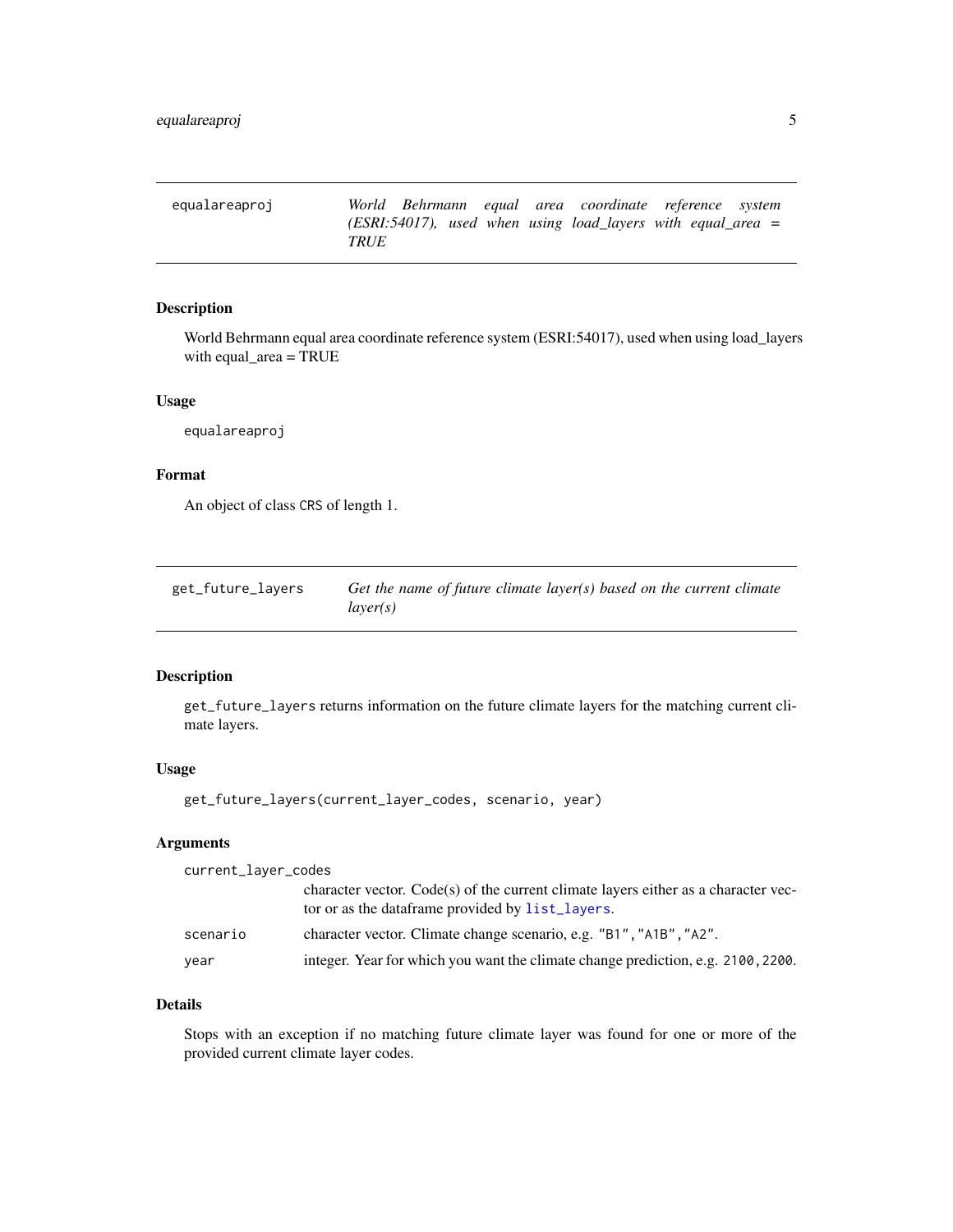## equalareaproj

*World Behrmann equal area coordinate reference system (ESRI:54017), used when using load_layers with equal_area = TRUE*

### Description

World Behrmann equal area coordinate reference system (ESRI:54017), used when using load_layers with equal_area = TRUE

### Usage

```
equalareaproj
```

### Format

An object of class CRS of length 1.

## get_future_layers

*Get the name of future climate layer(s) based on the current climate layer(s)*

### Description

get_future_layers returns information on the future climate layers for the matching current climate layers.

### Usage

```
get_future_layers(current_layer_codes, scenario, year)
```

### Arguments

| | |
|---|---|
| current_layer_codes | character vector. Code(s) of the current climate layers either as a character vector or as the dataframe provided by list_layers. |
| scenario | character vector. Climate change scenario, e.g. "B1","A1B","A2". |
| year | integer. Year for which you want the climate change prediction, e.g. 2100,2200. |

### Details

Stops with an exception if no matching future climate layer was found for one or more of the provided current climate layer codes.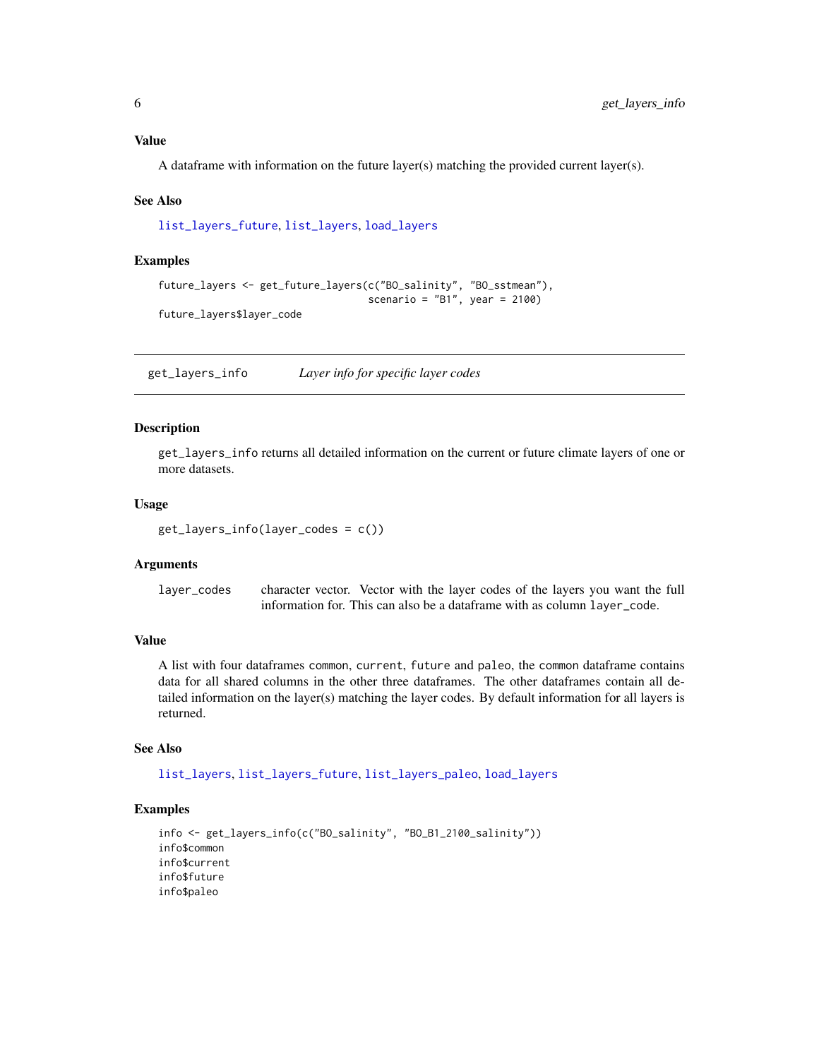### Value

A dataframe with information on the future layer(s) matching the provided current layer(s).

### See Also

list_layers_future, list_layers, load_layers

### Examples

```
future_layers <- get_future_layers(c("BO_salinity", "BO_sstmean"),
                                   scenario = "B1", year = 2100)
future_layers$layer_code
```

---

## get_layers_info    *Layer info for specific layer codes*

---

### Description

get_layers_info returns all detailed information on the current or future climate layers of one or more datasets.

### Usage

```
get_layers_info(layer_codes = c())
```

### Arguments

| | |
|---|---|
| layer_codes | character vector. Vector with the layer codes of the layers you want the full information for. This can also be a dataframe with as column layer_code. |

### Value

A list with four dataframes common, current, future and paleo, the common dataframe contains data for all shared columns in the other three dataframes. The other dataframes contain all detailed information on the layer(s) matching the layer codes. By default information for all layers is returned.

### See Also

list_layers, list_layers_future, list_layers_paleo, load_layers

### Examples

```
info <- get_layers_info(c("BO_salinity", "BO_B1_2100_salinity"))
info$common
info$current
info$future
info$paleo
```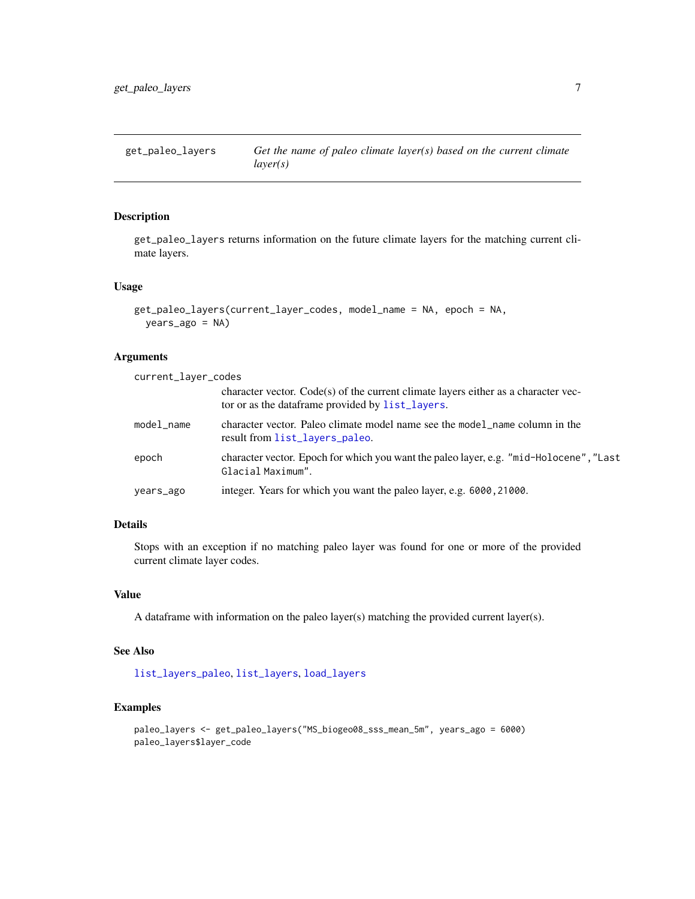`get_paleo_layers` *Get the name of paleo climate layer(s) based on the current climate layer(s)*

## Description

`get_paleo_layers` returns information on the future climate layers for the matching current climate layers.

## Usage

```
get_paleo_layers(current_layer_codes, model_name = NA, epoch = NA,
  years_ago = NA)
```

## Arguments

| | |
|---|---|
| `current_layer_codes` | character vector. Code(s) of the current climate layers either as a character vector or as the dataframe provided by `list_layers`. |
| `model_name` | character vector. Paleo climate model name see the `model_name` column in the result from `list_layers_paleo`. |
| `epoch` | character vector. Epoch for which you want the paleo layer, e.g. `"mid-Holocene","Last Glacial Maximum"`. |
| `years_ago` | integer. Years for which you want the paleo layer, e.g. `6000,21000`. |

## Details

Stops with an exception if no matching paleo layer was found for one or more of the provided current climate layer codes.

## Value

A dataframe with information on the paleo layer(s) matching the provided current layer(s).

## See Also

`list_layers_paleo`, `list_layers`, `load_layers`

## Examples

```
paleo_layers <- get_paleo_layers("MS_biogeo08_sss_mean_5m", years_ago = 6000)
paleo_layers$layer_code
```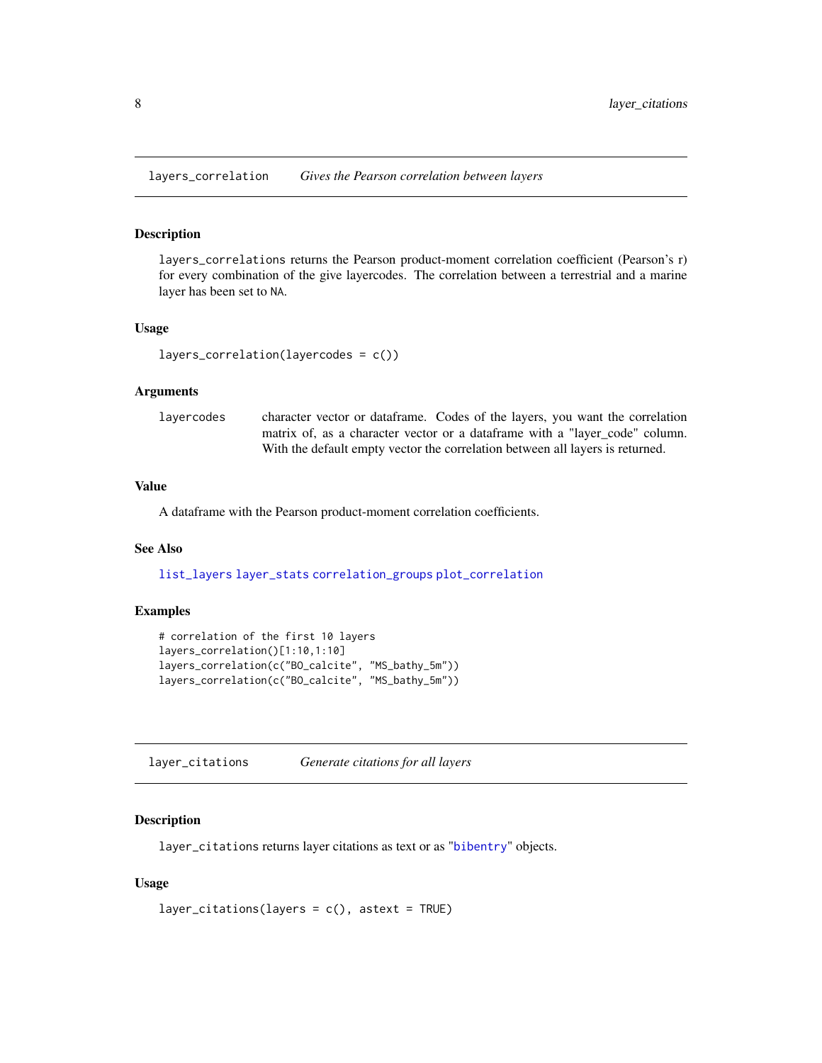## layers_correlation — *Gives the Pearson correlation between layers*

### Description

`layers_correlations` returns the Pearson product-moment correlation coefficient (Pearson's r) for every combination of the give layercodes. The correlation between a terrestrial and a marine layer has been set to NA.

### Usage

```
layers_correlation(layercodes = c())
```

### Arguments

| | |
|---|---|
| `layercodes` | character vector or dataframe. Codes of the layers, you want the correlation matrix of, as a character vector or a dataframe with a "layer_code" column. With the default empty vector the correlation between all layers is returned. |

### Value

A dataframe with the Pearson product-moment correlation coefficients.

### See Also

list_layers layer_stats correlation_groups plot_correlation

### Examples

```
# correlation of the first 10 layers
layers_correlation()[1:10,1:10]
layers_correlation(c("BO_calcite", "MS_bathy_5m"))
layers_correlation(c("BO_calcite", "MS_bathy_5m"))
```

## layer_citations — *Generate citations for all layers*

### Description

`layer_citations` returns layer citations as text or as "bibentry" objects.

### Usage

```
layer_citations(layers = c(), astext = TRUE)
```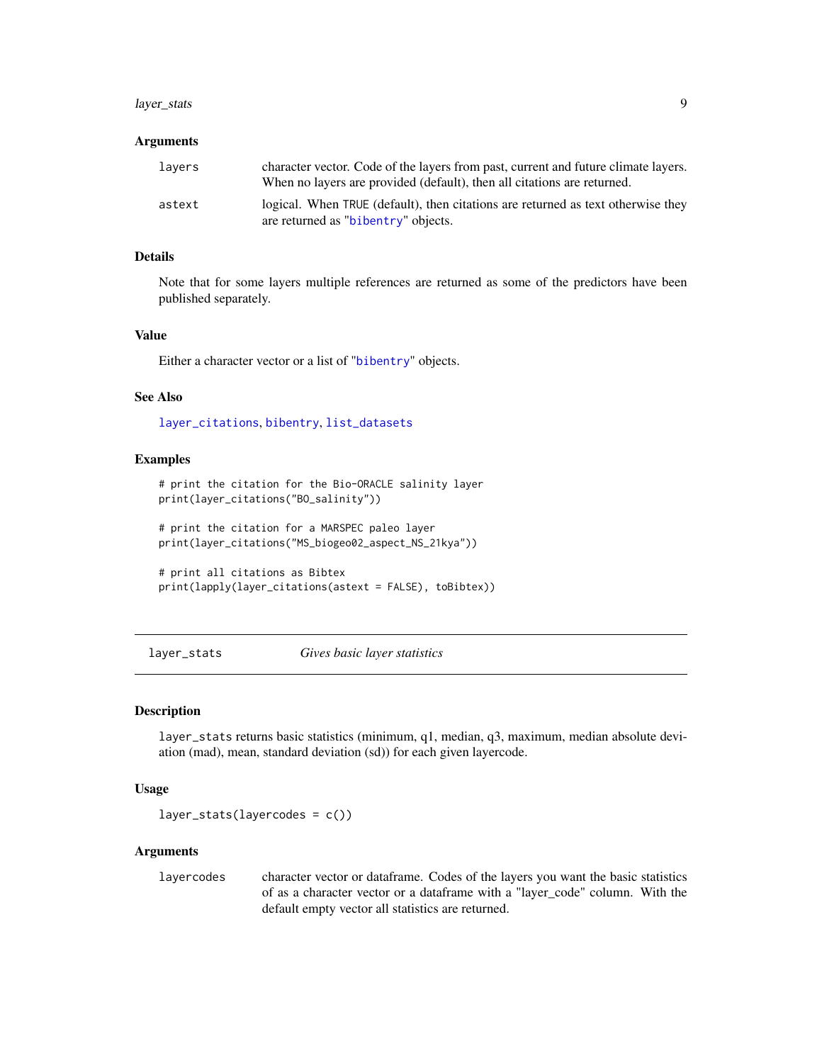### Arguments

| | |
|---|---|
| layers | character vector. Code of the layers from past, current and future climate layers. When no layers are provided (default), then all citations are returned. |
| astext | logical. When TRUE (default), then citations are returned as text otherwise they are returned as "bibentry" objects. |

### Details

Note that for some layers multiple references are returned as some of the predictors have been published separately.

### Value

Either a character vector or a list of "bibentry" objects.

### See Also

layer_citations, bibentry, list_datasets

### Examples

```
# print the citation for the Bio-ORACLE salinity layer
print(layer_citations("BO_salinity"))

# print the citation for a MARSPEC paleo layer
print(layer_citations("MS_biogeo02_aspect_NS_21kya"))

# print all citations as Bibtex
print(lapply(layer_citations(astext = FALSE), toBibtex))
```

---

## layer_stats    *Gives basic layer statistics*

### Description

layer_stats returns basic statistics (minimum, q1, median, q3, maximum, median absolute deviation (mad), mean, standard deviation (sd)) for each given layercode.

### Usage

```
layer_stats(layercodes = c())
```

### Arguments

| | |
|---|---|
| layercodes | character vector or dataframe. Codes of the layers you want the basic statistics of as a character vector or a dataframe with a "layer_code" column. With the default empty vector all statistics are returned. |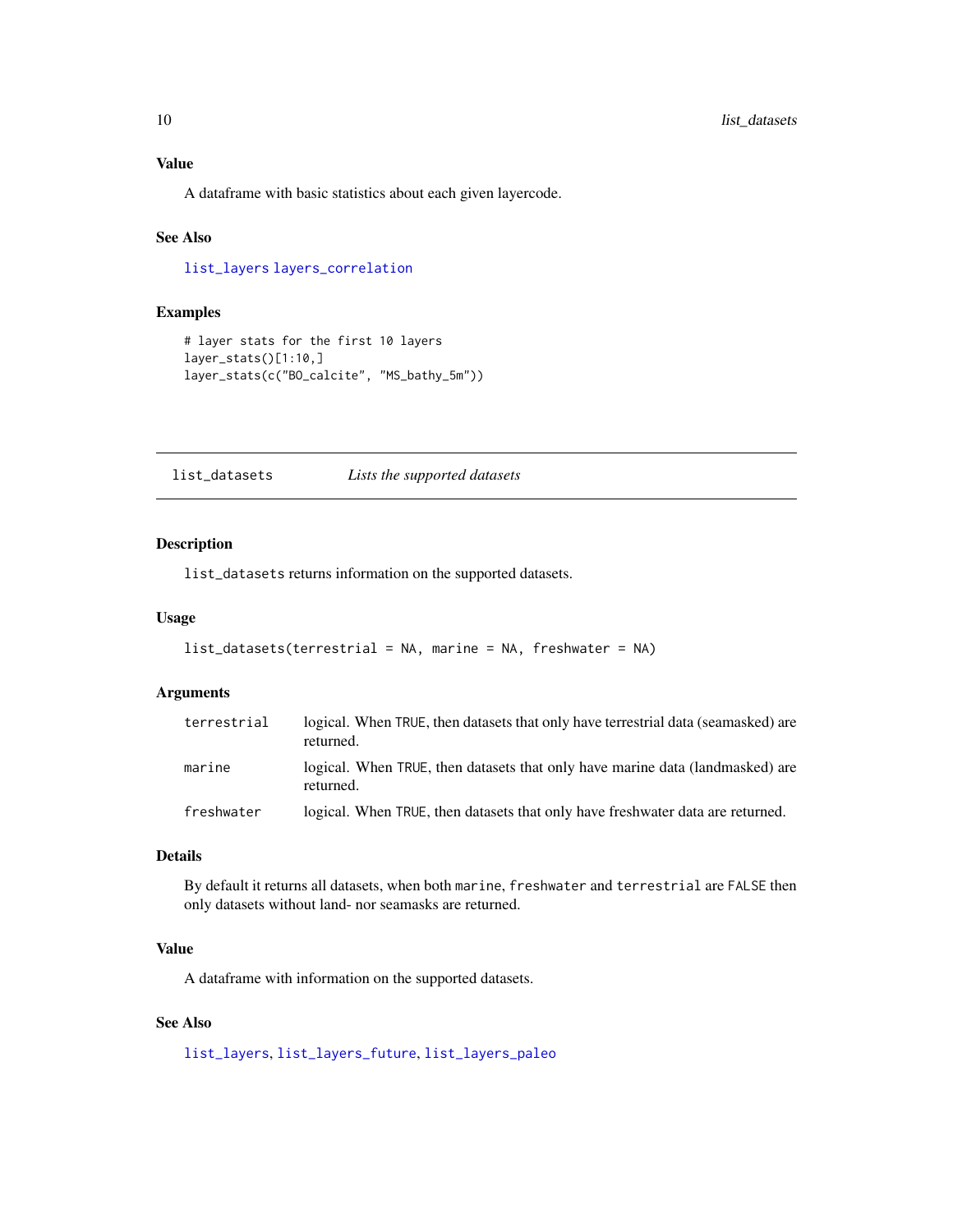### Value

A dataframe with basic statistics about each given layercode.

### See Also

`list_layers` `layers_correlation`

### Examples

```
# layer stats for the first 10 layers
layer_stats()[1:10,]
layer_stats(c("BO_calcite", "MS_bathy_5m"))
```

---

## list_datasets *Lists the supported datasets*

---

### Description

`list_datasets` returns information on the supported datasets.

### Usage

```
list_datasets(terrestrial = NA, marine = NA, freshwater = NA)
```

### Arguments

| | |
|---|---|
| `terrestrial` | logical. When `TRUE`, then datasets that only have terrestrial data (seamasked) are returned. |
| `marine` | logical. When `TRUE`, then datasets that only have marine data (landmasked) are returned. |
| `freshwater` | logical. When `TRUE`, then datasets that only have freshwater data are returned. |

### Details

By default it returns all datasets, when both `marine`, `freshwater` and `terrestrial` are `FALSE` then only datasets without land- nor seamasks are returned.

### Value

A dataframe with information on the supported datasets.

### See Also

`list_layers`, `list_layers_future`, `list_layers_paleo`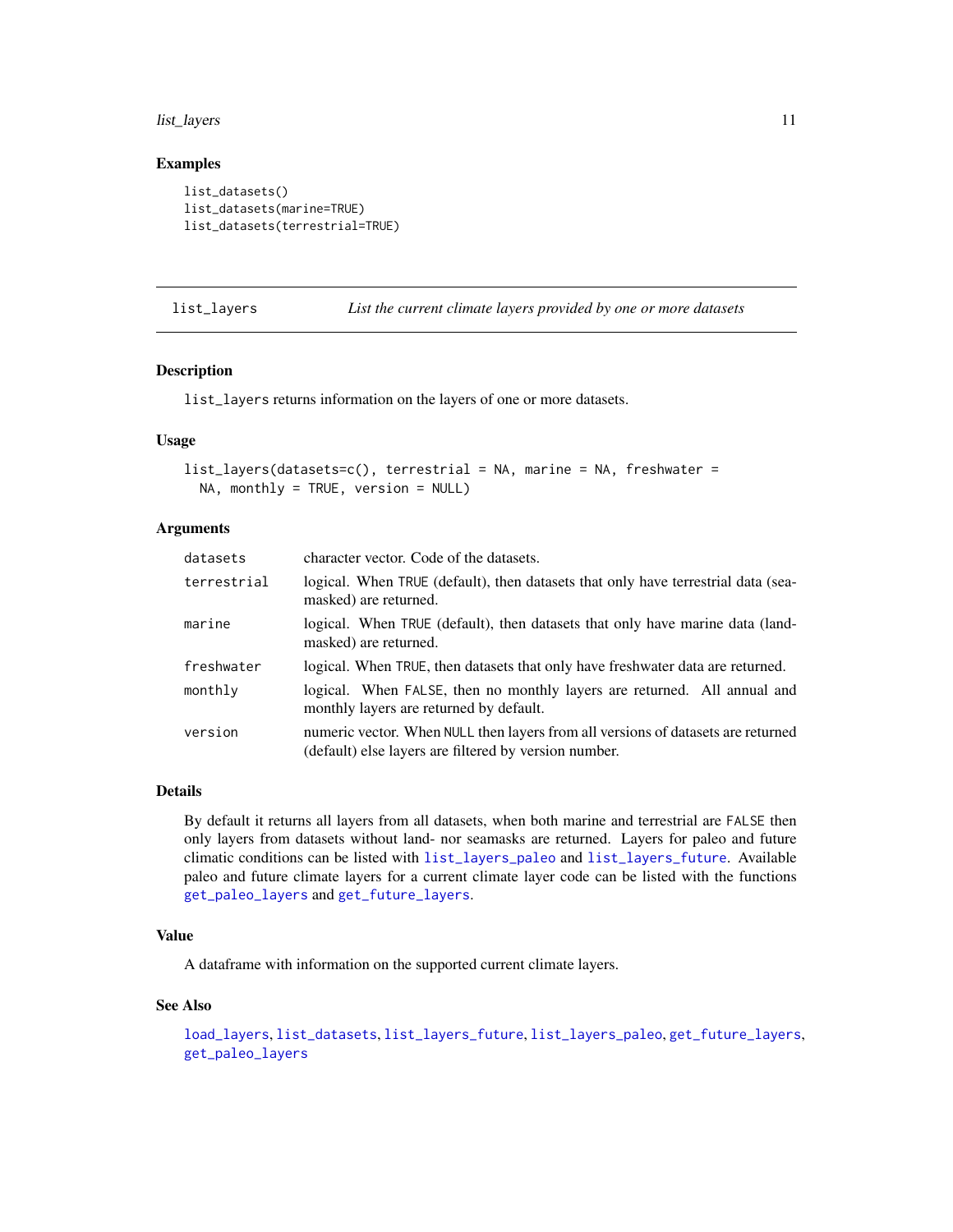### Examples

```
list_datasets()
list_datasets(marine=TRUE)
list_datasets(terrestrial=TRUE)
```

## list_layers — *List the current climate layers provided by one or more datasets*

### Description

`list_layers` returns information on the layers of one or more datasets.

### Usage

```
list_layers(datasets=c(), terrestrial = NA, marine = NA, freshwater =
  NA, monthly = TRUE, version = NULL)
```

### Arguments

| Argument | Description |
|---|---|
| `datasets` | character vector. Code of the datasets. |
| `terrestrial` | logical. When `TRUE` (default), then datasets that only have terrestrial data (seamasked) are returned. |
| `marine` | logical. When `TRUE` (default), then datasets that only have marine data (landmasked) are returned. |
| `freshwater` | logical. When `TRUE`, then datasets that only have freshwater data are returned. |
| `monthly` | logical. When `FALSE`, then no monthly layers are returned. All annual and monthly layers are returned by default. |
| `version` | numeric vector. When `NULL` then layers from all versions of datasets are returned (default) else layers are filtered by version number. |

### Details

By default it returns all layers from all datasets, when both marine and terrestrial are `FALSE` then only layers from datasets without land- nor seamasks are returned. Layers for paleo and future climatic conditions can be listed with `list_layers_paleo` and `list_layers_future`. Available paleo and future climate layers for a current climate layer code can be listed with the functions `get_paleo_layers` and `get_future_layers`.

### Value

A dataframe with information on the supported current climate layers.

### See Also

`load_layers`, `list_datasets`, `list_layers_future`, `list_layers_paleo`, `get_future_layers`, `get_paleo_layers`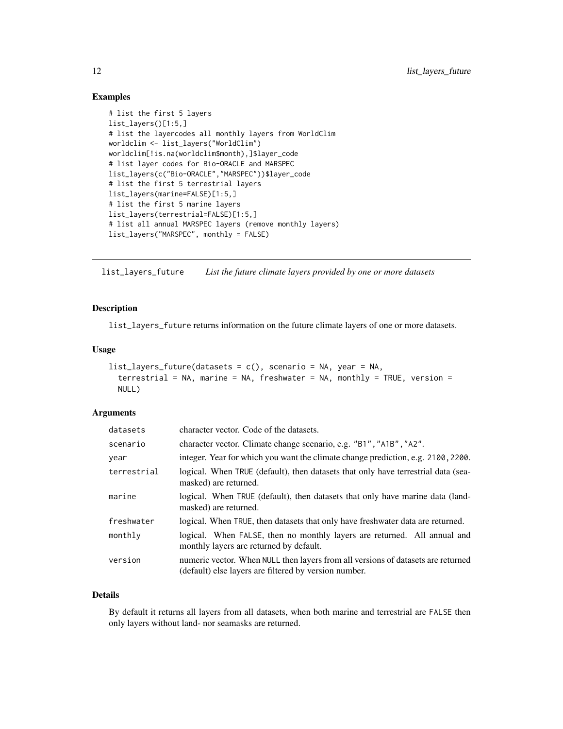## Examples

```
# list the first 5 layers
list_layers()[1:5,]
# list the layercodes all monthly layers from WorldClim
worldclim <- list_layers("WorldClim")
worldclim[!is.na(worldclim$month),]$layer_code
# list layer codes for Bio-ORACLE and MARSPEC
list_layers(c("Bio-ORACLE","MARSPEC"))$layer_code
# list the first 5 terrestrial layers
list_layers(marine=FALSE)[1:5,]
# list the first 5 marine layers
list_layers(terrestrial=FALSE)[1:5,]
# list all annual MARSPEC layers (remove monthly layers)
list_layers("MARSPEC", monthly = FALSE)
```

---

# list_layers_future *List the future climate layers provided by one or more datasets*

---

## Description

`list_layers_future` returns information on the future climate layers of one or more datasets.

## Usage

```
list_layers_future(datasets = c(), scenario = NA, year = NA,
  terrestrial = NA, marine = NA, freshwater = NA, monthly = TRUE, version =
  NULL)
```

## Arguments

| | |
|---|---|
| `datasets` | character vector. Code of the datasets. |
| `scenario` | character vector. Climate change scenario, e.g. "B1","A1B","A2". |
| `year` | integer. Year for which you want the climate change prediction, e.g. 2100, 2200. |
| `terrestrial` | logical. When TRUE (default), then datasets that only have terrestrial data (seamasked) are returned. |
| `marine` | logical. When TRUE (default), then datasets that only have marine data (landmasked) are returned. |
| `freshwater` | logical. When TRUE, then datasets that only have freshwater data are returned. |
| `monthly` | logical. When FALSE, then no monthly layers are returned. All annual and monthly layers are returned by default. |
| `version` | numeric vector. When NULL then layers from all versions of datasets are returned (default) else layers are filtered by version number. |

## Details

By default it returns all layers from all datasets, when both marine and terrestrial are FALSE then only layers without land- nor seamasks are returned.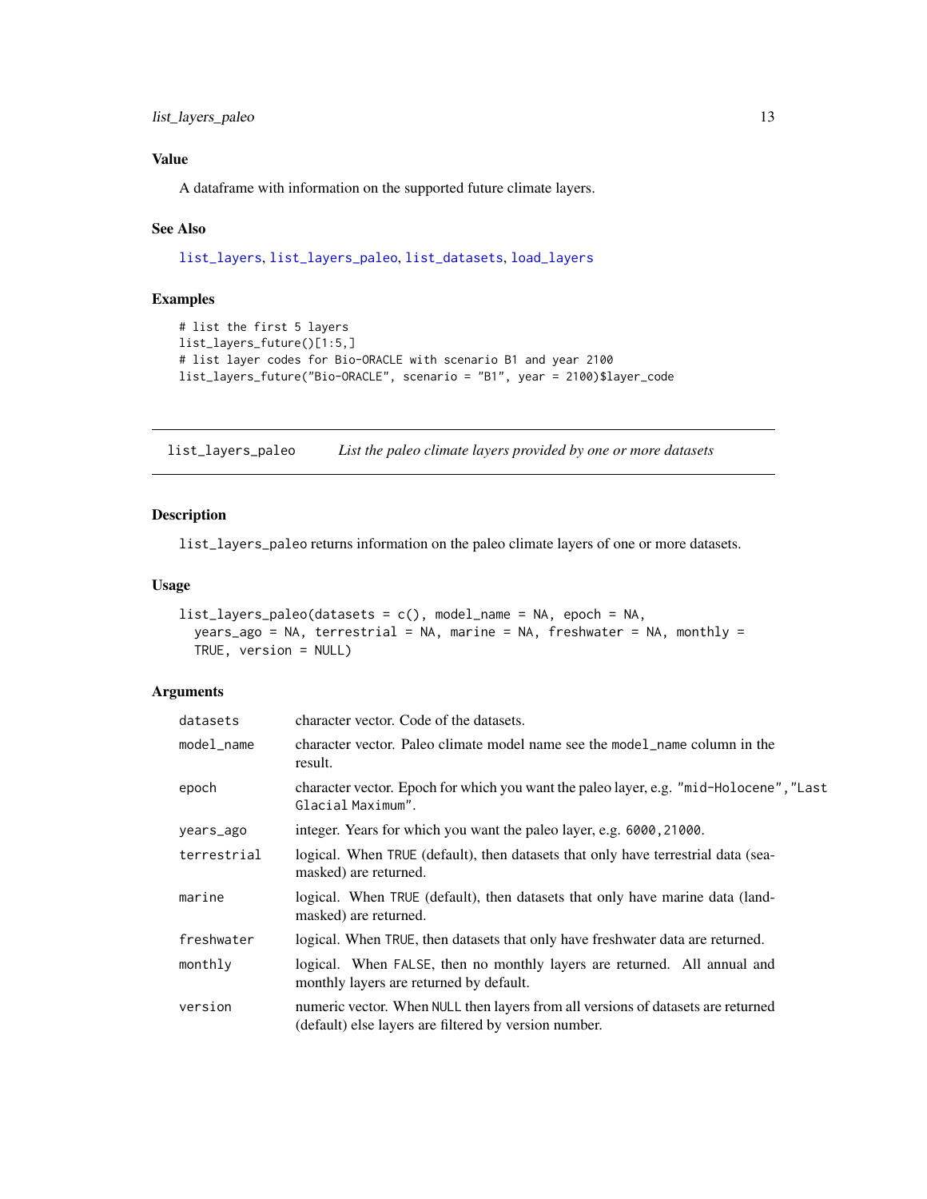## Value

A dataframe with information on the supported future climate layers.

## See Also

list_layers, list_layers_paleo, list_datasets, load_layers

## Examples

```
# list the first 5 layers
list_layers_future()[1:5,]
# list layer codes for Bio-ORACLE with scenario B1 and year 2100
list_layers_future("Bio-ORACLE", scenario = "B1", year = 2100)$layer_code
```

---

# list_layers_paleo *List the paleo climate layers provided by one or more datasets*

## Description

list_layers_paleo returns information on the paleo climate layers of one or more datasets.

## Usage

```
list_layers_paleo(datasets = c(), model_name = NA, epoch = NA,
  years_ago = NA, terrestrial = NA, marine = NA, freshwater = NA, monthly =
  TRUE, version = NULL)
```

## Arguments

| | |
|---|---|
| datasets | character vector. Code of the datasets. |
| model_name | character vector. Paleo climate model name see the model_name column in the result. |
| epoch | character vector. Epoch for which you want the paleo layer, e.g. "mid-Holocene","Last Glacial Maximum". |
| years_ago | integer. Years for which you want the paleo layer, e.g. 6000,21000. |
| terrestrial | logical. When TRUE (default), then datasets that only have terrestrial data (sea-masked) are returned. |
| marine | logical. When TRUE (default), then datasets that only have marine data (land-masked) are returned. |
| freshwater | logical. When TRUE, then datasets that only have freshwater data are returned. |
| monthly | logical. When FALSE, then no monthly layers are returned. All annual and monthly layers are returned by default. |
| version | numeric vector. When NULL then layers from all versions of datasets are returned (default) else layers are filtered by version number. |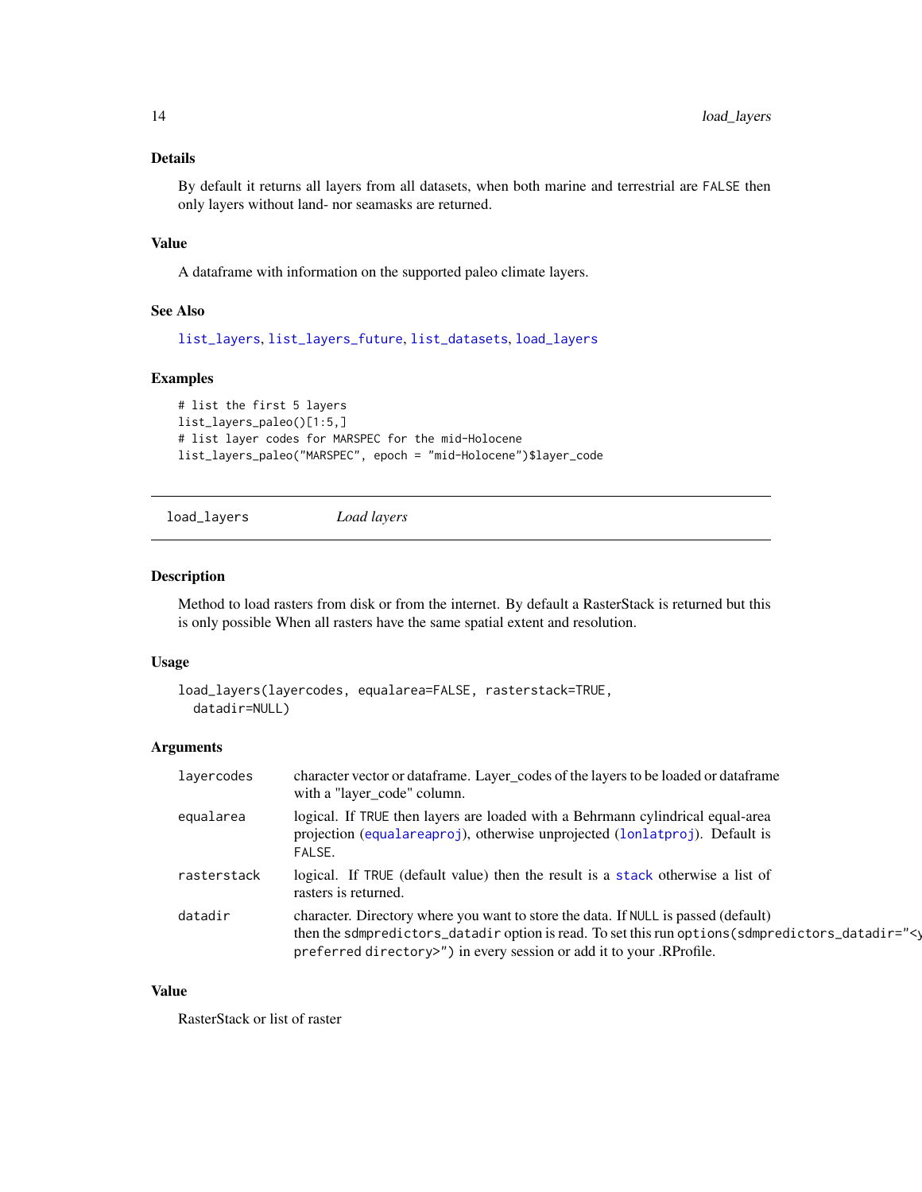### Details

By default it returns all layers from all datasets, when both marine and terrestrial are `FALSE` then only layers without land- nor seamasks are returned.

### Value

A dataframe with information on the supported paleo climate layers.

### See Also

`list_layers`, `list_layers_future`, `list_datasets`, `load_layers`

### Examples

```
# list the first 5 layers
list_layers_paleo()[1:5,]
# list layer codes for MARSPEC for the mid-Holocene
list_layers_paleo("MARSPEC", epoch = "mid-Holocene")$layer_code
```

---

## load_layers    *Load layers*

### Description

Method to load rasters from disk or from the internet. By default a RasterStack is returned but this is only possible When all rasters have the same spatial extent and resolution.

### Usage

```
load_layers(layercodes, equalarea=FALSE, rasterstack=TRUE,
  datadir=NULL)
```

### Arguments

| | |
|---|---|
| `layercodes` | character vector or dataframe. Layer_codes of the layers to be loaded or dataframe with a "layer_code" column. |
| `equalarea` | logical. If `TRUE` then layers are loaded with a Behrmann cylindrical equal-area projection (`equalareaproj`), otherwise unprojected (`lonlatproj`). Default is `FALSE`. |
| `rasterstack` | logical. If `TRUE` (default value) then the result is a `stack` otherwise a list of rasters is returned. |
| `datadir` | character. Directory where you want to store the data. If `NULL` is passed (default) then the `sdmpredictors_datadir` option is read. To set this run `options(sdmpredictors_datadir="<your preferred directory>")` in every session or add it to your .RProfile. |

### Value

RasterStack or list of raster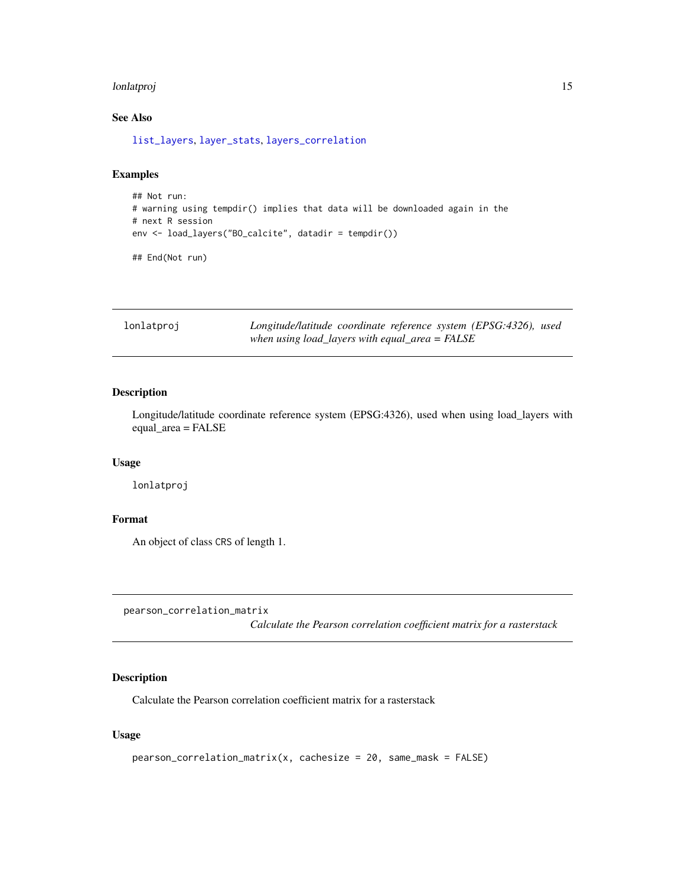### See Also

list_layers, layer_stats, layers_correlation

### Examples

```
## Not run:
# warning using tempdir() implies that data will be downloaded again in the
# next R session
env <- load_layers("BO_calcite", datadir = tempdir())

## End(Not run)
```

---

## lonlatproj

*Longitude/latitude coordinate reference system (EPSG:4326), used when using load_layers with equal_area = FALSE*

### Description

Longitude/latitude coordinate reference system (EPSG:4326), used when using load_layers with equal_area = FALSE

### Usage

```
lonlatproj
```

### Format

An object of class CRS of length 1.

---

## pearson_correlation_matrix

*Calculate the Pearson correlation coefficient matrix for a rasterstack*

### Description

Calculate the Pearson correlation coefficient matrix for a rasterstack

### Usage

```
pearson_correlation_matrix(x, cachesize = 20, same_mask = FALSE)
```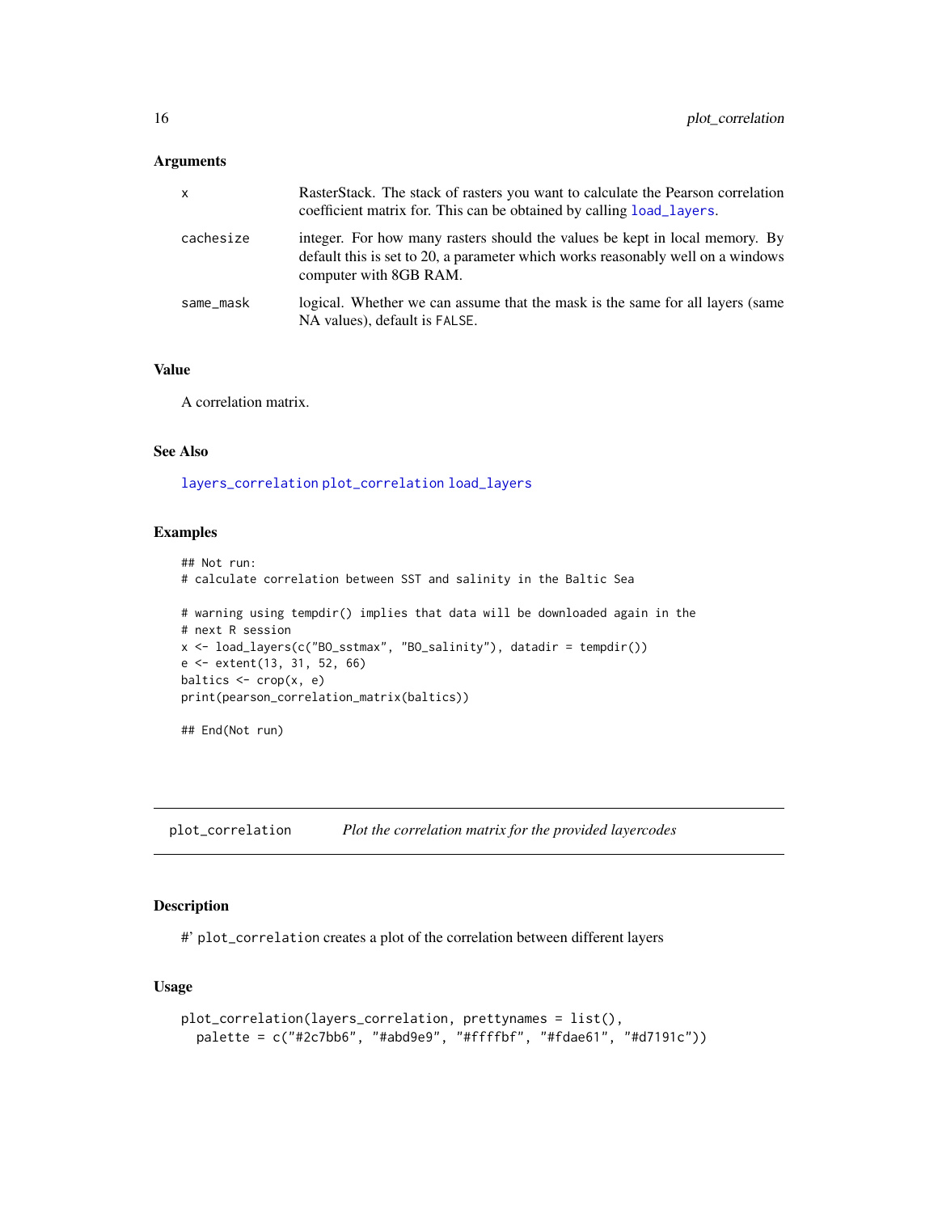### Arguments

| | |
|---|---|
| x | RasterStack. The stack of rasters you want to calculate the Pearson correlation coefficient matrix for. This can be obtained by calling load_layers. |
| cachesize | integer. For how many rasters should the values be kept in local memory. By default this is set to 20, a parameter which works reasonably well on a windows computer with 8GB RAM. |
| same_mask | logical. Whether we can assume that the mask is the same for all layers (same NA values), default is FALSE. |

### Value

A correlation matrix.

### See Also

layers_correlation plot_correlation load_layers

### Examples

```
## Not run:
# calculate correlation between SST and salinity in the Baltic Sea

# warning using tempdir() implies that data will be downloaded again in the
# next R session
x <- load_layers(c("BO_sstmax", "BO_salinity"), datadir = tempdir())
e <- extent(13, 31, 52, 66)
baltics <- crop(x, e)
print(pearson_correlation_matrix(baltics))

## End(Not run)
```

---

## plot_correlation    *Plot the correlation matrix for the provided layercodes*

### Description

#' plot_correlation creates a plot of the correlation between different layers

### Usage

```
plot_correlation(layers_correlation, prettynames = list(),
  palette = c("#2c7bb6", "#abd9e9", "#ffffbf", "#fdae61", "#d7191c"))
```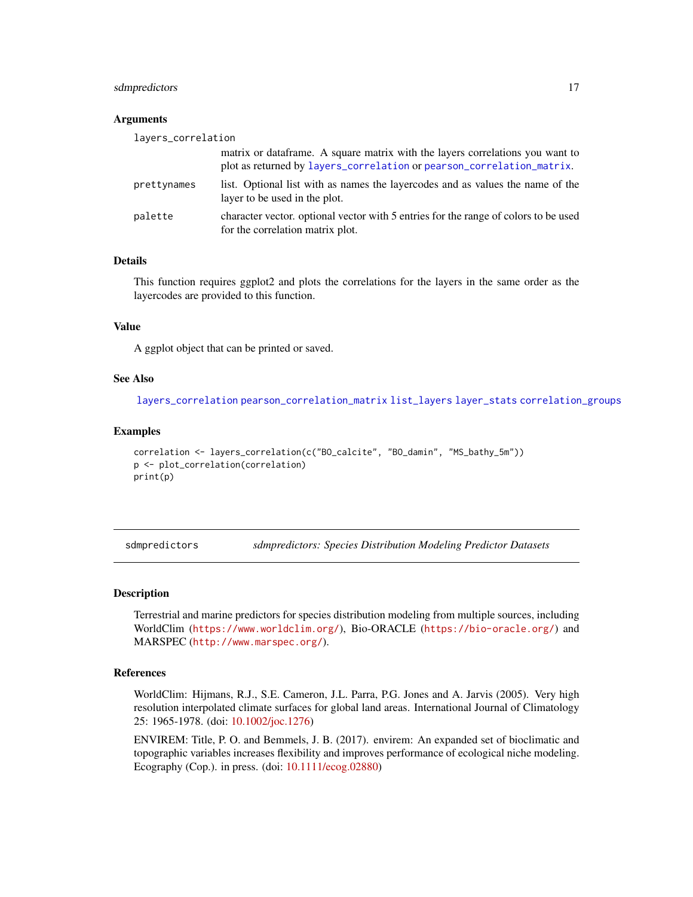### Arguments

`layers_correlation`
: matrix or dataframe. A square matrix with the layers correlations you want to plot as returned by `layers_correlation` or `pearson_correlation_matrix`.

`prettynames`
: list. Optional list with as names the layercodes and as values the name of the layer to be used in the plot.

`palette`
: character vector. optional vector with 5 entries for the range of colors to be used for the correlation matrix plot.

### Details

This function requires ggplot2 and plots the correlations for the layers in the same order as the layercodes are provided to this function.

### Value

A ggplot object that can be printed or saved.

### See Also

`layers_correlation` `pearson_correlation_matrix` `list_layers` `layer_stats` `correlation_groups`

### Examples

```
correlation <- layers_correlation(c("BO_calcite", "BO_damin", "MS_bathy_5m"))
p <- plot_correlation(correlation)
print(p)
```

---

## sdmpredictors — *sdmpredictors: Species Distribution Modeling Predictor Datasets*

### Description

Terrestrial and marine predictors for species distribution modeling from multiple sources, including WorldClim (https://www.worldclim.org/), Bio-ORACLE (https://bio-oracle.org/) and MARSPEC (http://www.marspec.org/).

### References

WorldClim: Hijmans, R.J., S.E. Cameron, J.L. Parra, P.G. Jones and A. Jarvis (2005). Very high resolution interpolated climate surfaces for global land areas. International Journal of Climatology 25: 1965-1978. (doi: 10.1002/joc.1276)

ENVIREM: Title, P. O. and Bemmels, J. B. (2017). envirem: An expanded set of bioclimatic and topographic variables increases flexibility and improves performance of ecological niche modeling. Ecography (Cop.). in press. (doi: 10.1111/ecog.02880)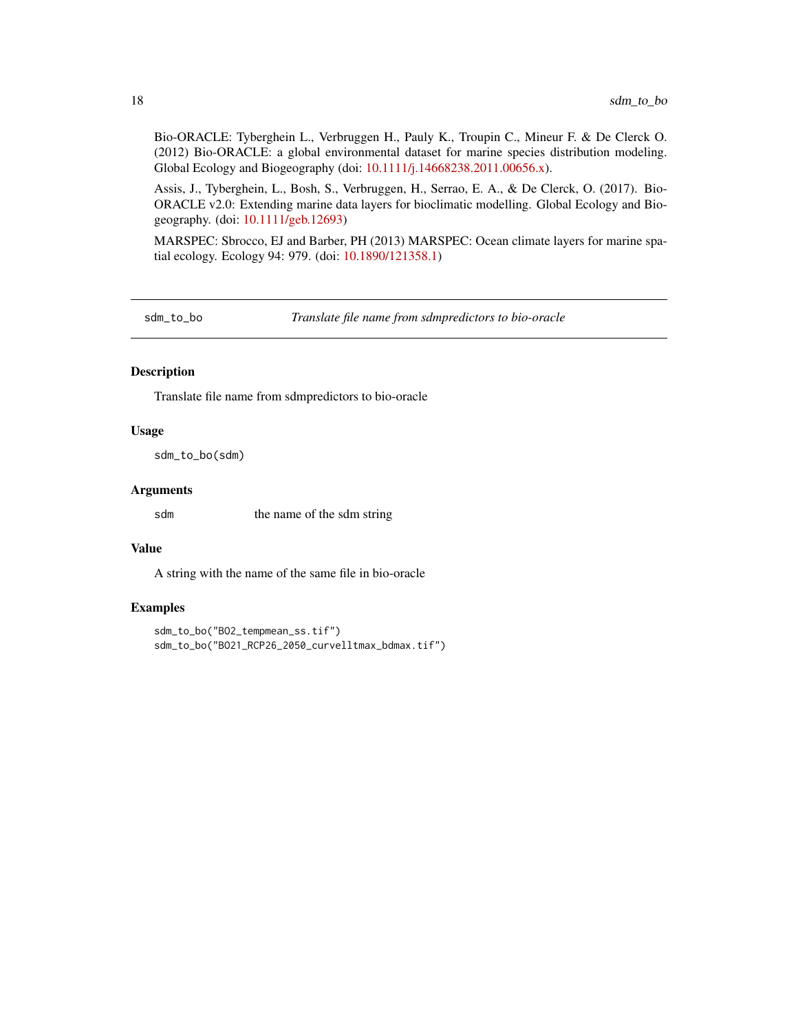Bio-ORACLE: Tyberghein L., Verbruggen H., Pauly K., Troupin C., Mineur F. & De Clerck O. (2012) Bio-ORACLE: a global environmental dataset for marine species distribution modeling. Global Ecology and Biogeography (doi: 10.1111/j.14668238.2011.00656.x).

Assis, J., Tyberghein, L., Bosh, S., Verbruggen, H., Serrao, E. A., & De Clerck, O. (2017). Bio-ORACLE v2.0: Extending marine data layers for bioclimatic modelling. Global Ecology and Biogeography. (doi: 10.1111/geb.12693)

MARSPEC: Sbrocco, EJ and Barber, PH (2013) MARSPEC: Ocean climate layers for marine spatial ecology. Ecology 94: 979. (doi: 10.1890/121358.1)

---

## sdm_to_bo — *Translate file name from sdmpredictors to bio-oracle*

### Description

Translate file name from sdmpredictors to bio-oracle

### Usage

```
sdm_to_bo(sdm)
```

### Arguments

| | |
|---|---|
| sdm | the name of the sdm string |

### Value

A string with the name of the same file in bio-oracle

### Examples

```
sdm_to_bo("BO2_tempmean_ss.tif")
sdm_to_bo("BO21_RCP26_2050_curvelltmax_bdmax.tif")
```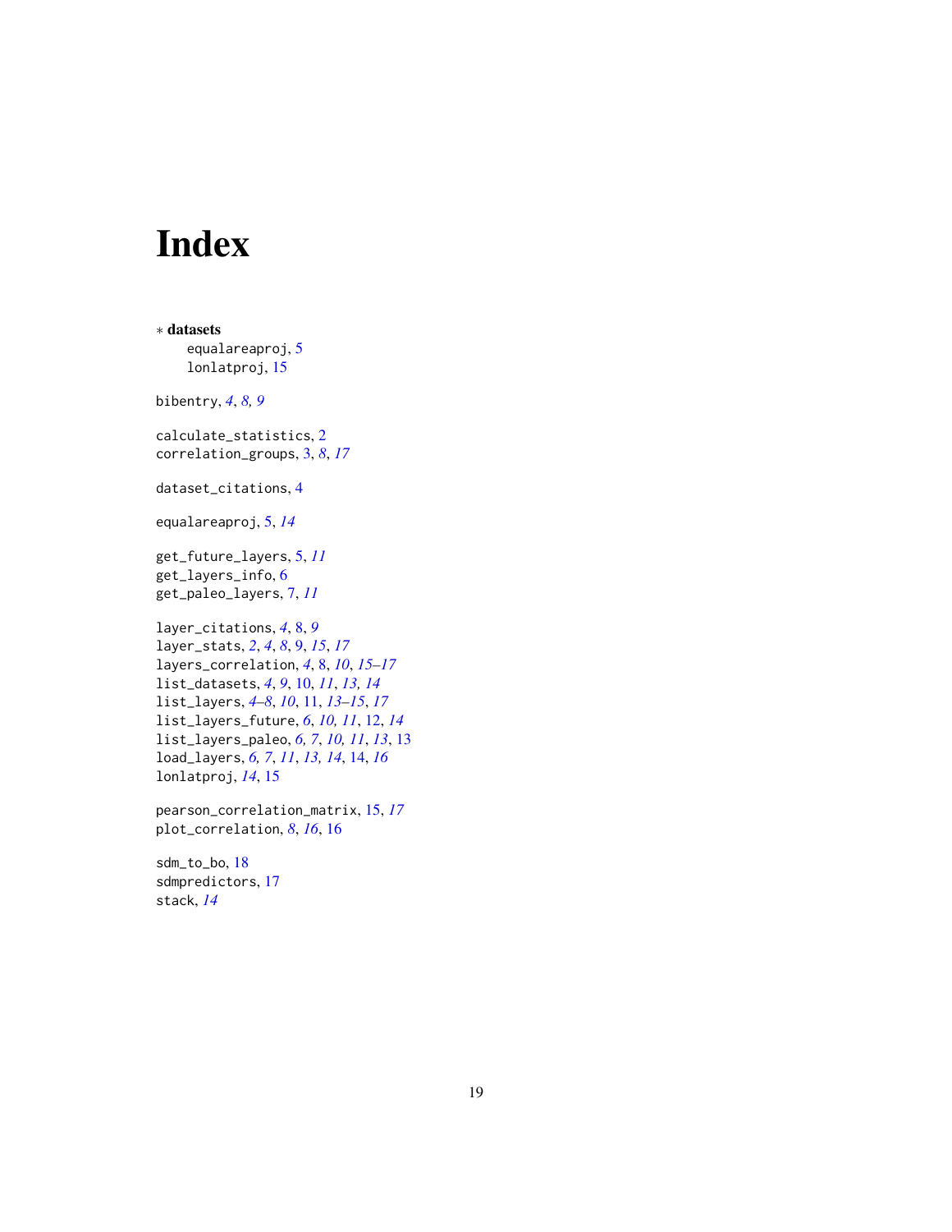# Index

∗ **datasets**

equalareaproj, 5
lonlatproj, 15

bibentry, *4*, *8, 9*

calculate_statistics, 2
correlation_groups, 3, *8*, *17*

dataset_citations, 4

equalareaproj, 5, *14*

get_future_layers, 5, *11*
get_layers_info, 6
get_paleo_layers, 7, *11*

layer_citations, *4*, 8, *9*
layer_stats, *2*, *4*, *8*, 9, *15*, *17*
layers_correlation, *4*, 8, *10*, *15–17*
list_datasets, *4*, *9*, 10, *11*, *13, 14*
list_layers, *4–8*, *10*, 11, *13–15*, *17*
list_layers_future, *6*, *10, 11*, 12, *14*
list_layers_paleo, *6, 7*, *10, 11*, *13*, 13
load_layers, *6, 7*, *11*, *13, 14*, 14, *16*
lonlatproj, *14*, 15

pearson_correlation_matrix, 15, *17*
plot_correlation, *8*, *16*, 16

sdm_to_bo, 18
sdmpredictors, 17
stack, *14*